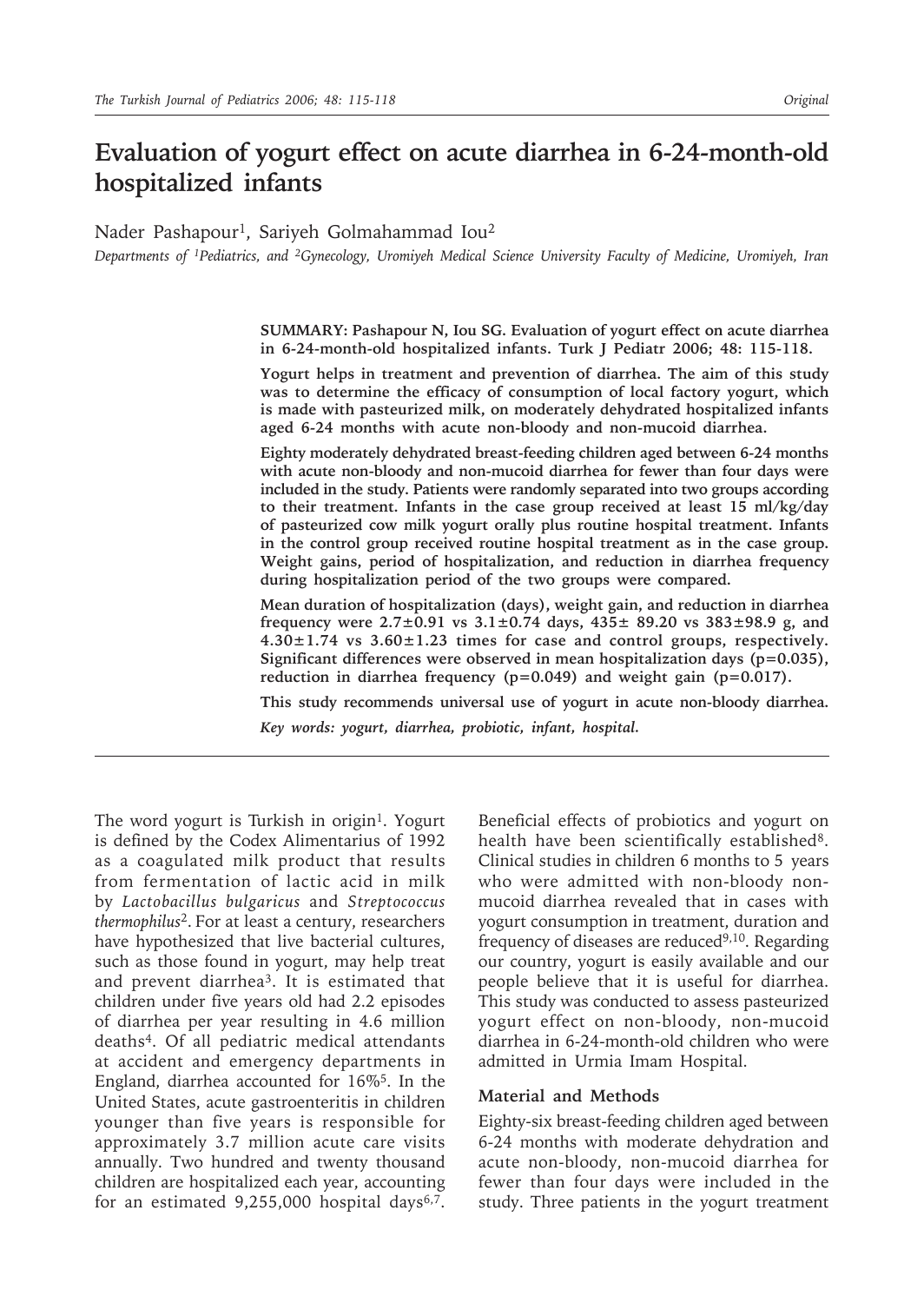# Evaluation of yogurt effect on acute diarrhea in 6-24-month-old hospitalized infants

Nader Pashapour[1], Sariyeh Golmahammad Iou[2]

*Departments of [1]Pediatrics, and [2]Gynecology, Uromiyeh Medical Science University Faculty of Medicine, Uromiyeh, Iran*

**SUMMARY: Pashapour N, Iou SG. Evaluation of yogurt effect on acute diarrhea in 6-24-month-old hospitalized infants. Turk J Pediatr 2006; 48: 115-118.**

**Yogurt helps in treatment and prevention of diarrhea. The aim of this study was to determine the efficacy of consumption of local factory yogurt, which is made with pasteurized milk, on moderately dehydrated hospitalized infants aged 6-24 months with acute non-bloody and non-mucoid diarrhea.**

**Eighty moderately dehydrated breast-feeding children aged between 6-24 months with acute non-bloody and non-mucoid diarrhea for fewer than four days were included in the study. Patients were randomly separated into two groups according to their treatment. Infants in the case group received at least 15 ml/kg/day of pasteurized cow milk yogurt orally plus routine hospital treatment. Infants in the control group received routine hospital treatment as in the case group. Weight gains, period of hospitalization, and reduction in diarrhea frequency during hospitalization period of the two groups were compared.**

**Mean duration of hospitalization (days), weight gain, and reduction in diarrhea frequency were 2.7±0.91 vs 3.1±0.74 days, 435± 89.20 vs 383±98.9 g, and 4.30±1.74 vs 3.60±1.23 times for case and control groups, respectively. Significant differences were observed in mean hospitalization days ($p=0.035$), reduction in diarrhea frequency ($p=0.049$) and weight gain ($p=0.017$).**

**This study recommends universal use of yogurt in acute non-bloody diarrhea.**

***Key words: yogurt, diarrhea, probiotic, infant, hospital.***

---

The word yogurt is Turkish in origin[1]. Yogurt is defined by the Codex Alimentarius of 1992 as a coagulated milk product that results from fermentation of lactic acid in milk by *Lactobacillus bulgaricus* and *Streptococcus thermophilus*[2]. For at least a century, researchers have hypothesized that live bacterial cultures, such as those found in yogurt, may help treat and prevent diarrhea[3]. It is estimated that children under five years old had 2.2 episodes of diarrhea per year resulting in 4.6 million deaths[4]. Of all pediatric medical attendants at accident and emergency departments in England, diarrhea accounted for 16%[5]. In the United States, acute gastroenteritis in children younger than five years is responsible for approximately 3.7 million acute care visits annually. Two hundred and twenty thousand children are hospitalized each year, accounting for an estimated 9,255,000 hospital days[6,7]. Beneficial effects of probiotics and yogurt on health have been scientifically established[8]. Clinical studies in children 6 months to 5 years who were admitted with non-bloody non-mucoid diarrhea revealed that in cases with yogurt consumption in treatment, duration and frequency of diseases are reduced[9,10]. Regarding our country, yogurt is easily available and our people believe that it is useful for diarrhea. This study was conducted to assess pasteurized yogurt effect on non-bloody, non-mucoid diarrhea in 6-24-month-old children who were admitted in Urmia Imam Hospital.

## Material and Methods

Eighty-six breast-feeding children aged between 6-24 months with moderate dehydration and acute non-bloody, non-mucoid diarrhea for fewer than four days were included in the study. Three patients in the yogurt treatment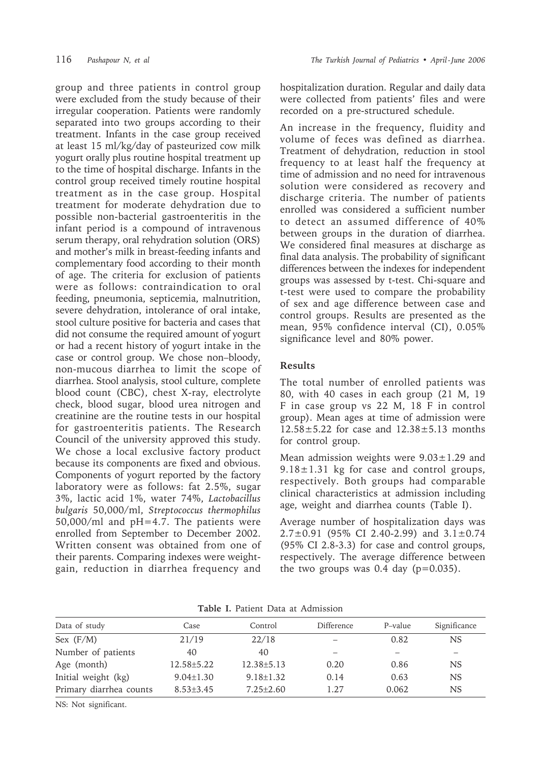group and three patients in control group were excluded from the study because of their irregular cooperation. Patients were randomly separated into two groups according to their treatment. Infants in the case group received at least 15 ml/kg/day of pasteurized cow milk yogurt orally plus routine hospital treatment up to the time of hospital discharge. Infants in the control group received timely routine hospital treatment as in the case group. Hospital treatment for moderate dehydration due to possible non-bacterial gastroenteritis in the infant period is a compound of intravenous serum therapy, oral rehydration solution (ORS) and mother's milk in breast-feeding infants and complementary food according to their month of age. The criteria for exclusion of patients were as follows: contraindication to oral feeding, pneumonia, septicemia, malnutrition, severe dehydration, intolerance of oral intake, stool culture positive for bacteria and cases that did not consume the required amount of yogurt or had a recent history of yogurt intake in the case or control group. We chose non–bloody, non-mucous diarrhea to limit the scope of diarrhea. Stool analysis, stool culture, complete blood count (CBC), chest X-ray, electrolyte check, blood sugar, blood urea nitrogen and creatinine are the routine tests in our hospital for gastroenteritis patients. The Research Council of the university approved this study. We chose a local exclusive factory product because its components are fixed and obvious. Components of yogurt reported by the factory laboratory were as follows: fat 2.5%, sugar 3%, lactic acid 1%, water 74%, *Lactobacillus bulgaris* 50,000/ml, *Streptococcus thermophilus* 50,000/ml and pH=4.7. The patients were enrolled from September to December 2002. Written consent was obtained from one of their parents. Comparing indexes were weight-gain, reduction in diarrhea frequency and hospitalization duration. Regular and daily data were collected from patients' files and were recorded on a pre-structured schedule.

An increase in the frequency, fluidity and volume of feces was defined as diarrhea. Treatment of dehydration, reduction in stool frequency to at least half the frequency at time of admission and no need for intravenous solution were considered as recovery and discharge criteria. The number of patients enrolled was considered a sufficient number to detect an assumed difference of 40% between groups in the duration of diarrhea. We considered final measures at discharge as final data analysis. The probability of significant differences between the indexes for independent groups was assessed by t-test. Chi-square and t-test were used to compare the probability of sex and age difference between case and control groups. Results are presented as the mean, 95% confidence interval (CI), 0.05% significance level and 80% power.

## Results

The total number of enrolled patients was 80, with 40 cases in each group (21 M, 19 F in case group vs 22 M, 18 F in control group). Mean ages at time of admission were $12.58 \pm 5.22$ for case and $12.38 \pm 5.13$ months for control group.

Mean admission weights were $9.03 \pm 1.29$ and $9.18 \pm 1.31$ kg for case and control groups, respectively. Both groups had comparable clinical characteristics at admission including age, weight and diarrhea counts (Table I).

Average number of hospitalization days was $2.7 \pm 0.91$ (95% CI 2.40-2.99) and $3.1 \pm 0.74$ (95% CI 2.8-3.3) for case and control groups, respectively. The average difference between the two groups was 0.4 day (p=0.035).

**Table I.** Patient Data at Admission

| Data of study | Case | Control | Difference | P–value | Significance |
|---|---|---|---|---|---|
| Sex (F/M) | 21/19 | 22/18 | – | 0.82 | NS |
| Number of patients | 40 | 40 | – | – | – |
| Age (month) | 12.58±5.22 | 12.38±5.13 | 0.20 | 0.86 | NS |
| Initial weight (kg) | 9.04±1.30 | 9.18±1.32 | 0.14 | 0.63 | NS |
| Primary diarrhea counts | 8.53±3.45 | 7.25±2.60 | 1.27 | 0.062 | NS |

NS: Not significant.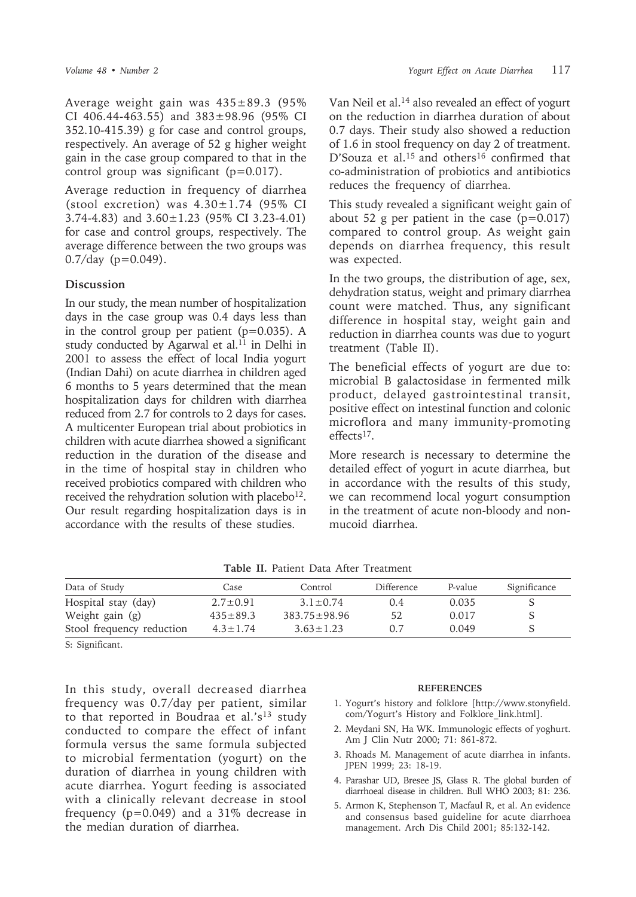Average weight gain was 435±89.3 (95% CI 406.44-463.55) and 383±98.96 (95% CI 352.10-415.39) g for case and control groups, respectively. An average of 52 g higher weight gain in the case group compared to that in the control group was significant (p=0.017).

Average reduction in frequency of diarrhea (stool excretion) was 4.30±1.74 (95% CI 3.74-4.83) and 3.60±1.23 (95% CI 3.23-4.01) for case and control groups, respectively. The average difference between the two groups was 0.7/day (p=0.049).

## Discussion

In our study, the mean number of hospitalization days in the case group was 0.4 days less than in the control group per patient (p=0.035). A study conducted by Agarwal et al.[11] in Delhi in 2001 to assess the effect of local India yogurt (Indian Dahi) on acute diarrhea in children aged 6 months to 5 years determined that the mean hospitalization days for children with diarrhea reduced from 2.7 for controls to 2 days for cases. A multicenter European trial about probiotics in children with acute diarrhea showed a significant reduction in the duration of the disease and in the time of hospital stay in children who received probiotics compared with children who received the rehydration solution with placebo[12]. Our result regarding hospitalization days is in accordance with the results of these studies.

Van Neil et al.[14] also revealed an effect of yogurt on the reduction in diarrhea duration of about 0.7 days. Their study also showed a reduction of 1.6 in stool frequency on day 2 of treatment. D'Souza et al.[15] and others[16] confirmed that co-administration of probiotics and antibiotics reduces the frequency of diarrhea.

This study revealed a significant weight gain of about 52 g per patient in the case (p=0.017) compared to control group. As weight gain depends on diarrhea frequency, this result was expected.

In the two groups, the distribution of age, sex, dehydration status, weight and primary diarrhea count were matched. Thus, any significant difference in hospital stay, weight gain and reduction in diarrhea counts was due to yogurt treatment (Table II).

The beneficial effects of yogurt are due to: microbial B galactosidase in fermented milk product, delayed gastrointestinal transit, positive effect on intestinal function and colonic microflora and many immunity-promoting effects[17].

More research is necessary to determine the detailed effect of yogurt in acute diarrhea, but in accordance with the results of this study, we can recommend local yogurt consumption in the treatment of acute non-bloody and non-mucoid diarrhea.

**Table II.** Patient Data After Treatment

| Data of Study | Case | Control | Difference | P-value | Significance |
|---|---|---|---|---|---|
| Hospital stay (day) | 2.7±0.91 | 3.1±0.74 | 0.4 | 0.035 | S |
| Weight gain (g) | 435±89.3 | 383.75±98.96 | 52 | 0.017 | S |
| Stool frequency reduction | 4.3±1.74 | 3.63±1.23 | 0.7 | 0.049 | S |

S: Significant.

In this study, overall decreased diarrhea frequency was 0.7/day per patient, similar to that reported in Boudraa et al.'s[13] study conducted to compare the effect of infant formula versus the same formula subjected to microbial fermentation (yogurt) on the duration of diarrhea in young children with acute diarrhea. Yogurt feeding is associated with a clinically relevant decrease in stool frequency (p=0.049) and a 31% decrease in the median duration of diarrhea.

### REFERENCES

1. Yogurt's history and folklore [http://www.stonyfield.com/Yogurt's History and Folklore_link.html].
2. Meydani SN, Ha WK. Immunologic effects of yoghurt. Am J Clin Nutr 2000; 71: 861-872.
3. Rhoads M. Management of acute diarrhea in infants. JPEN 1999; 23: 18-19.
4. Parashar UD, Bresee JS, Glass R. The global burden of diarrhoeal disease in children. Bull WHO 2003; 81: 236.
5. Armon K, Stephenson T, Macfaul R, et al. An evidence and consensus based guideline for acute diarrhoea management. Arch Dis Child 2001; 85:132-142.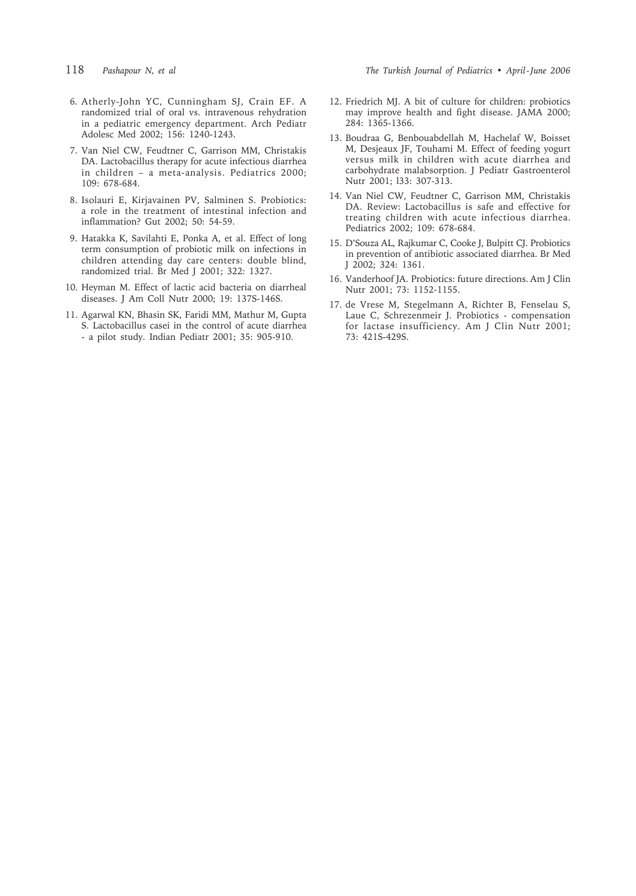6. Atherly-John YC, Cunningham SJ, Crain EF. A randomized trial of oral vs. intravenous rehydration in a pediatric emergency department. Arch Pediatr Adolesc Med 2002; 156: 1240-1243.
7. Van Niel CW, Feudtner C, Garrison MM, Christakis DA. Lactobacillus therapy for acute infectious diarrhea in children – a meta-analysis. Pediatrics 2000; 109: 678-684.
8. Isolauri E, Kirjavainen PV, Salminen S. Probiotics: a role in the treatment of intestinal infection and inflammation? Gut 2002; 50: 54-59.
9. Hatakka K, Savilahti E, Ponka A, et al. Effect of long term consumption of probiotic milk on infections in children attending day care centers: double blind, randomized trial. Br Med J 2001; 322: 1327.
10. Heyman M. Effect of lactic acid bacteria on diarrheal diseases. J Am Coll Nutr 2000; 19: 137S-146S.
11. Agarwal KN, Bhasin SK, Faridi MM, Mathur M, Gupta S. Lactobacillus casei in the control of acute diarrhea - a pilot study. Indian Pediatr 2001; 35: 905-910.
12. Friedrich MJ. A bit of culture for children: probiotics may improve health and fight disease. JAMA 2000; 284: 1365-1366.
13. Boudraa G, Benbouabdellah M, Hachelaf W, Boisset M, Desjeaux JF, Touhami M. Effect of feeding yogurt versus milk in children with acute diarrhea and carbohydrate malabsorption. J Pediatr Gastroenterol Nutr 2001; l33: 307-313.
14. Van Niel CW, Feudtner C, Garrison MM, Christakis DA. Review: Lactobacillus is safe and effective for treating children with acute infectious diarrhea. Pediatrics 2002; 109: 678-684.
15. D'Souza AL, Rajkumar C, Cooke J, Bulpitt CJ. Probiotics in prevention of antibiotic associated diarrhea. Br Med J 2002; 324: 1361.
16. Vanderhoof JA. Probiotics: future directions. Am J Clin Nutr 2001; 73: 1152-1155.
17. de Vrese M, Stegelmann A, Richter B, Fenselau S, Laue C, Schrezenmeir J. Probiotics - compensation for lactase insufficiency. Am J Clin Nutr 2001; 73: 421S-429S.